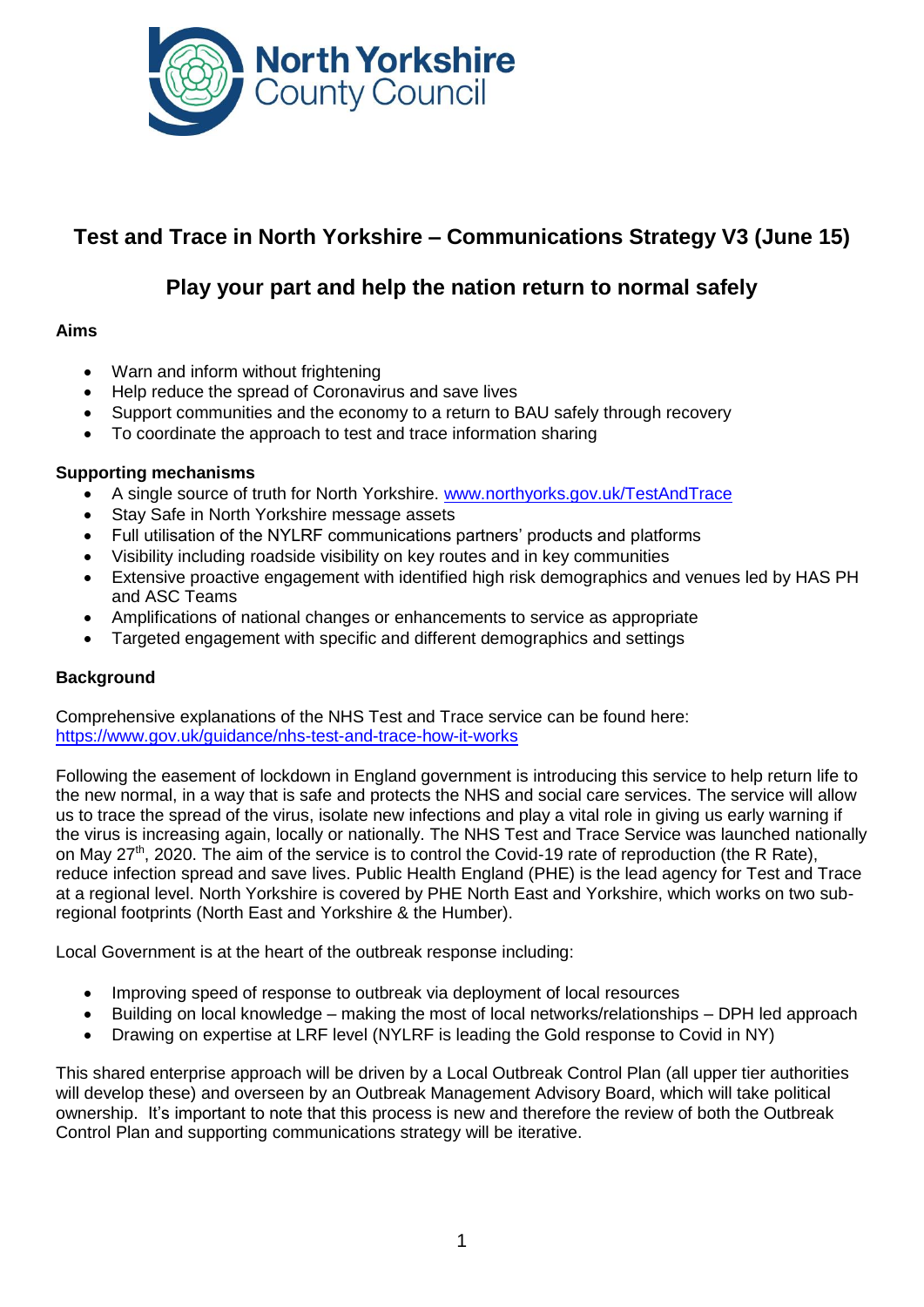# Test and Trace in North Yorkshire – Communications Strategy V3 (June 15)

## Play your part and help the nation return to normal safely

**Aims**

- Warn and inform without frightening
- Help reduce the spread of Coronavirus and save lives
- Support communities and the economy to a return to BAU safely through recovery
- To coordinate the approach to test and trace information sharing

**Supporting mechanisms**

- A single source of truth for North Yorkshire. [www.northyorks.gov.uk/TestAndTrace](www.northyorks.gov.uk/TestAndTrace)
- Stay Safe in North Yorkshire message assets
- Full utilisation of the NYLRF communications partners' products and platforms
- Visibility including roadside visibility on key routes and in key communities
- Extensive proactive engagement with identified high risk demographics and venues led by HAS PH and ASC Teams
- Amplifications of national changes or enhancements to service as appropriate
- Targeted engagement with specific and different demographics and settings

**Background**

Comprehensive explanations of the NHS Test and Trace service can be found here: [https://www.gov.uk/guidance/nhs-test-and-trace-how-it-works](https://www.gov.uk/guidance/nhs-test-and-trace-how-it-works)

Following the easement of lockdown in England government is introducing this service to help return life to the new normal, in a way that is safe and protects the NHS and social care services. The service will allow us to trace the spread of the virus, isolate new infections and play a vital role in giving us early warning if the virus is increasing again, locally or nationally. The NHS Test and Trace Service was launched nationally on May 27th, 2020. The aim of the service is to control the Covid-19 rate of reproduction (the R Rate), reduce infection spread and save lives. Public Health England (PHE) is the lead agency for Test and Trace at a regional level. North Yorkshire is covered by PHE North East and Yorkshire, which works on two sub-regional footprints (North East and Yorkshire & the Humber).

Local Government is at the heart of the outbreak response including:

- Improving speed of response to outbreak via deployment of local resources
- Building on local knowledge – making the most of local networks/relationships – DPH led approach
- Drawing on expertise at LRF level (NYLRF is leading the Gold response to Covid in NY)

This shared enterprise approach will be driven by a Local Outbreak Control Plan (all upper tier authorities will develop these) and overseen by an Outbreak Management Advisory Board, which will take political ownership. It's important to note that this process is new and therefore the review of both the Outbreak Control Plan and supporting communications strategy will be iterative.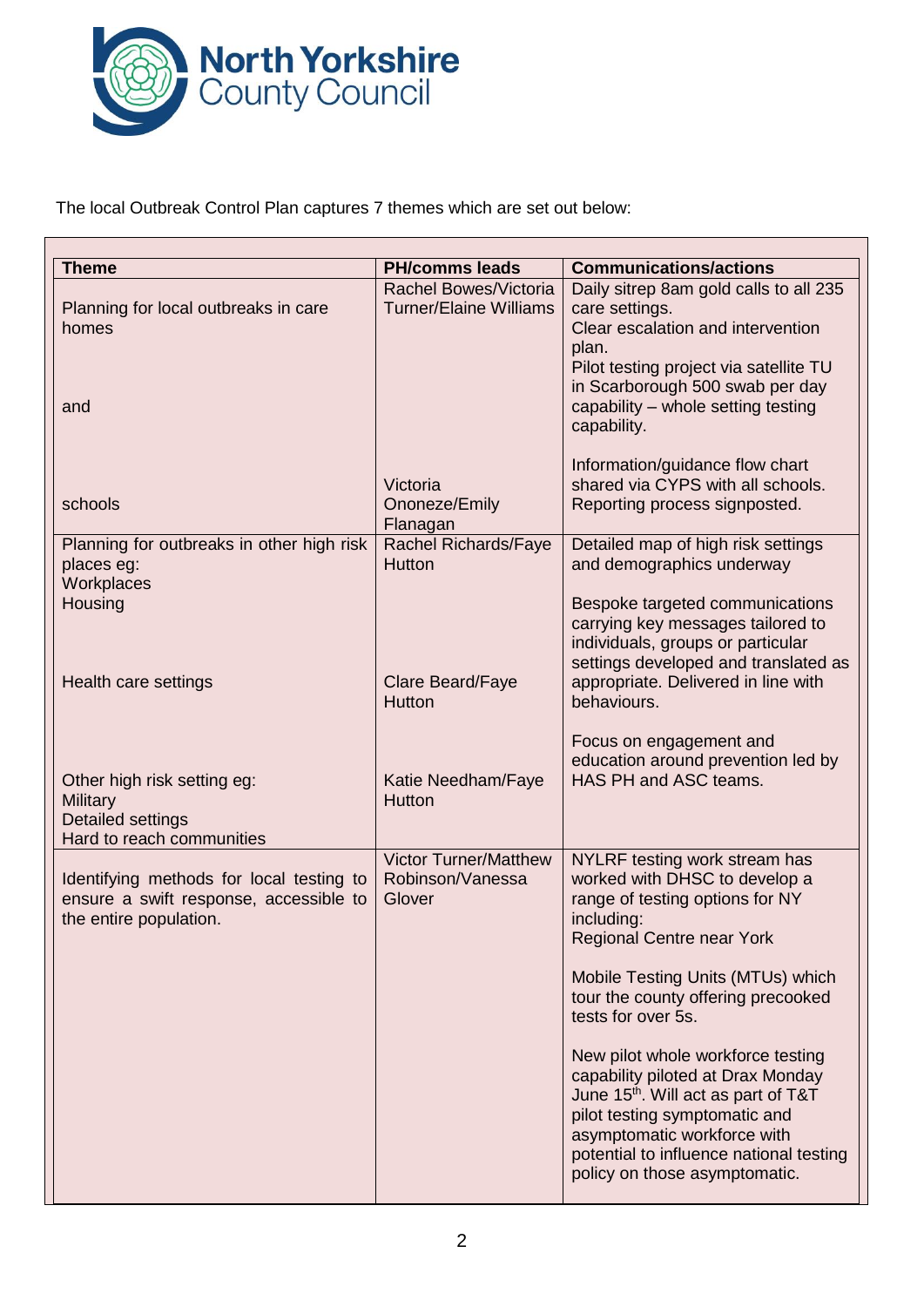The local Outbreak Control Plan captures 7 themes which are set out below:

| Theme | PH/comms leads | Communications/actions |
|---|---|---|
| Planning for local outbreaks in care homes<br><br>and<br><br>schools | Rachel Bowes/Victoria Turner/Elaine Williams<br><br>Victoria Ononeze/Emily Flanagan | Daily sitrep 8am gold calls to all 235 care settings.<br>Clear escalation and intervention plan.<br>Pilot testing project via satellite TU in Scarborough 500 swab per day capability – whole setting testing capability.<br><br>Information/guidance flow chart shared via CYPS with all schools. Reporting process signposted. |
| Planning for outbreaks in other high risk places eg:<br>Workplaces<br>Housing<br><br>Health care settings<br><br>Other high risk setting eg:<br>Military<br>Detailed settings<br>Hard to reach communities | Rachel Richards/Faye Hutton<br><br>Clare Beard/Faye Hutton<br><br>Katie Needham/Faye Hutton | Detailed map of high risk settings and demographics underway<br><br>Bespoke targeted communications carrying key messages tailored to individuals, groups or particular settings developed and translated as appropriate. Delivered in line with behaviours.<br><br>Focus on engagement and education around prevention led by HAS PH and ASC teams. |
| Identifying methods for local testing to ensure a swift response, accessible to the entire population. | Victor Turner/Matthew Robinson/Vanessa Glover | NYLRF testing work stream has worked with DHSC to develop a range of testing options for NY including:<br>Regional Centre near York<br><br>Mobile Testing Units (MTUs) which tour the county offering precooked tests for over 5s.<br><br>New pilot whole workforce testing capability piloted at Drax Monday June 15th. Will act as part of T&T pilot testing symptomatic and asymptomatic workforce with potential to influence national testing policy on those asymptomatic. |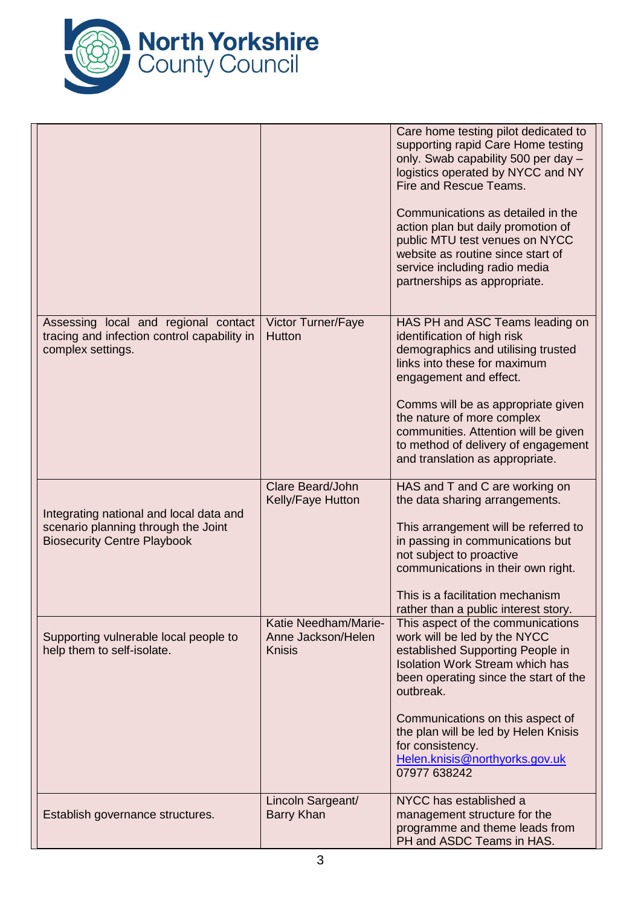| | | |
|---|---|---|
| | | Care home testing pilot dedicated to supporting rapid Care Home testing only. Swab capability 500 per day – logistics operated by NYCC and NY Fire and Rescue Teams.<br><br>Communications as detailed in the action plan but daily promotion of public MTU test venues on NYCC website as routine since start of service including radio media partnerships as appropriate. |
| Assessing local and regional contact tracing and infection control capability in complex settings. | Victor Turner/Faye Hutton | HAS PH and ASC Teams leading on identification of high risk demographics and utilising trusted links into these for maximum engagement and effect.<br><br>Comms will be as appropriate given the nature of more complex communities. Attention will be given to method of delivery of engagement and translation as appropriate. |
| Integrating national and local data and scenario planning through the Joint Biosecurity Centre Playbook | Clare Beard/John Kelly/Faye Hutton | HAS and T and C are working on the data sharing arrangements.<br><br>This arrangement will be referred to in passing in communications but not subject to proactive communications in their own right.<br><br>This is a facilitation mechanism rather than a public interest story. |
| Supporting vulnerable local people to help them to self-isolate. | Katie Needham/Marie-Anne Jackson/Helen Knisis | This aspect of the communications work will be led by the NYCC established Supporting People in Isolation Work Stream which has been operating since the start of the outbreak.<br><br>Communications on this aspect of the plan will be led by Helen Knisis for consistency.<br>Helen.knisis@northyorks.gov.uk<br>07977 638242 |
| Establish governance structures. | Lincoln Sargeant/ Barry Khan | NYCC has established a management structure for the programme and theme leads from PH and ASDC Teams in HAS. |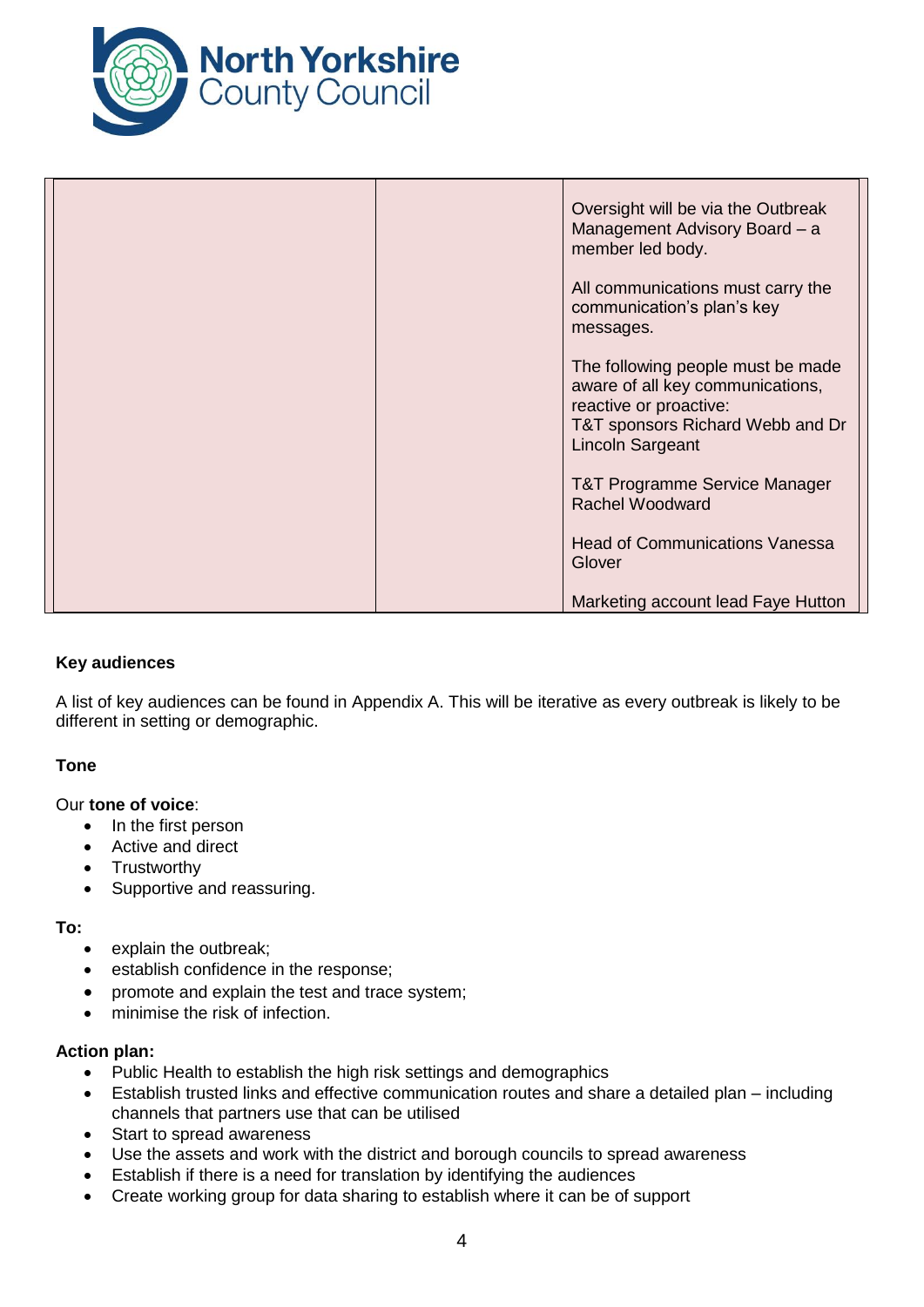| | | Oversight will be via the Outbreak Management Advisory Board – a member led body.<br><br>All communications must carry the communication's plan's key messages.<br><br>The following people must be made aware of all key communications, reactive or proactive:<br>T&T sponsors Richard Webb and Dr Lincoln Sargeant<br><br>T&T Programme Service Manager Rachel Woodward<br><br>Head of Communications Vanessa Glover<br><br>Marketing account lead Faye Hutton |
|---|---|---|

**Key audiences**

A list of key audiences can be found in Appendix A. This will be iterative as every outbreak is likely to be different in setting or demographic.

**Tone**

Our **tone of voice**:

- In the first person
- Active and direct
- Trustworthy
- Supportive and reassuring.

**To:**

- explain the outbreak;
- establish confidence in the response;
- promote and explain the test and trace system;
- minimise the risk of infection.

**Action plan:**

- Public Health to establish the high risk settings and demographics
- Establish trusted links and effective communication routes and share a detailed plan – including channels that partners use that can be utilised
- Start to spread awareness
- Use the assets and work with the district and borough councils to spread awareness
- Establish if there is a need for translation by identifying the audiences
- Create working group for data sharing to establish where it can be of support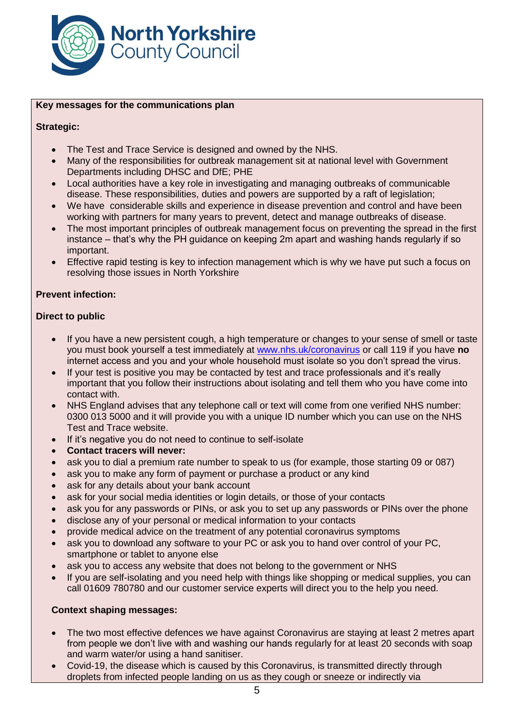**Key messages for the communications plan**

**Strategic:**

- The Test and Trace Service is designed and owned by the NHS.
- Many of the responsibilities for outbreak management sit at national level with Government Departments including DHSC and DfE; PHE
- Local authorities have a key role in investigating and managing outbreaks of communicable disease. These responsibilities, duties and powers are supported by a raft of legislation;
- We have considerable skills and experience in disease prevention and control and have been working with partners for many years to prevent, detect and manage outbreaks of disease.
- The most important principles of outbreak management focus on preventing the spread in the first instance – that's why the PH guidance on keeping 2m apart and washing hands regularly if so important.
- Effective rapid testing is key to infection management which is why we have put such a focus on resolving those issues in North Yorkshire

**Prevent infection:**

**Direct to public**

- If you have a new persistent cough, a high temperature or changes to your sense of smell or taste you must book yourself a test immediately at [www.nhs.uk/coronavirus](http://www.nhs.uk/coronavirus) or call 119 if you have **no** internet access and you and your whole household must isolate so you don't spread the virus.
- If your test is positive you may be contacted by test and trace professionals and it's really important that you follow their instructions about isolating and tell them who you have come into contact with.
- NHS England advises that any telephone call or text will come from one verified NHS number: 0300 013 5000 and it will provide you with a unique ID number which you can use on the NHS Test and Trace website.
- If it's negative you do not need to continue to self-isolate
- **Contact tracers will never:**
- ask you to dial a premium rate number to speak to us (for example, those starting 09 or 087)
- ask you to make any form of payment or purchase a product or any kind
- ask for any details about your bank account
- ask for your social media identities or login details, or those of your contacts
- ask you for any passwords or PINs, or ask you to set up any passwords or PINs over the phone
- disclose any of your personal or medical information to your contacts
- provide medical advice on the treatment of any potential coronavirus symptoms
- ask you to download any software to your PC or ask you to hand over control of your PC, smartphone or tablet to anyone else
- ask you to access any website that does not belong to the government or NHS
- If you are self-isolating and you need help with things like shopping or medical supplies, you can call 01609 780780 and our customer service experts will direct you to the help you need.

**Context shaping messages:**

- The two most effective defences we have against Coronavirus are staying at least 2 metres apart from people we don't live with and washing our hands regularly for at least 20 seconds with soap and warm water/or using a hand sanitiser.
- Covid-19, the disease which is caused by this Coronavirus, is transmitted directly through droplets from infected people landing on us as they cough or sneeze or indirectly via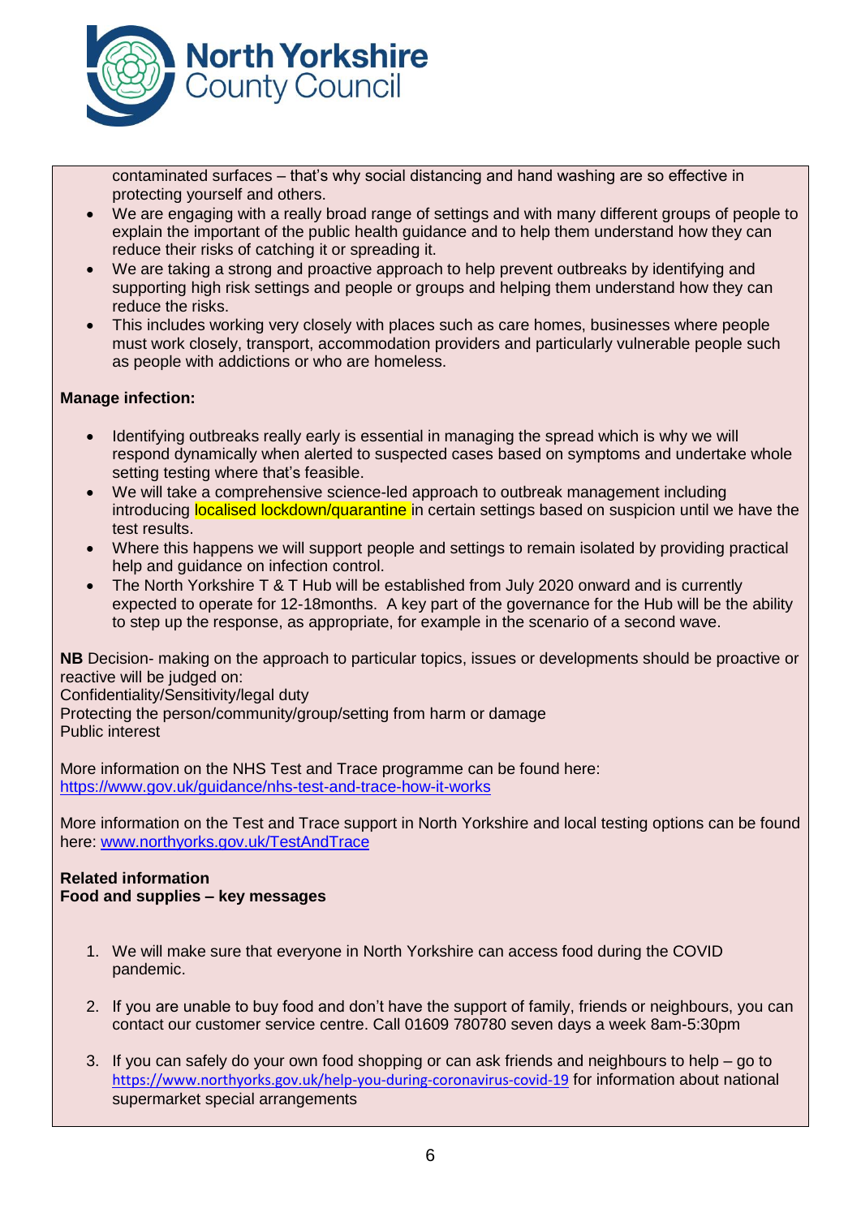contaminated surfaces – that's why social distancing and hand washing are so effective in protecting yourself and others.

- We are engaging with a really broad range of settings and with many different groups of people to explain the important of the public health guidance and to help them understand how they can reduce their risks of catching it or spreading it.
- We are taking a strong and proactive approach to help prevent outbreaks by identifying and supporting high risk settings and people or groups and helping them understand how they can reduce the risks.
- This includes working very closely with places such as care homes, businesses where people must work closely, transport, accommodation providers and particularly vulnerable people such as people with addictions or who are homeless.

**Manage infection:**

- Identifying outbreaks really early is essential in managing the spread which is why we will respond dynamically when alerted to suspected cases based on symptoms and undertake whole setting testing where that's feasible.
- We will take a comprehensive science-led approach to outbreak management including introducing localised lockdown/quarantine in certain settings based on suspicion until we have the test results.
- Where this happens we will support people and settings to remain isolated by providing practical help and guidance on infection control.
- The North Yorkshire T & T Hub will be established from July 2020 onward and is currently expected to operate for 12-18months. A key part of the governance for the Hub will be the ability to step up the response, as appropriate, for example in the scenario of a second wave.

**NB** Decision- making on the approach to particular topics, issues or developments should be proactive or reactive will be judged on:
Confidentiality/Sensitivity/legal duty
Protecting the person/community/group/setting from harm or damage
Public interest

More information on the NHS Test and Trace programme can be found here:
https://www.gov.uk/guidance/nhs-test-and-trace-how-it-works

More information on the Test and Trace support in North Yorkshire and local testing options can be found here: www.northyorks.gov.uk/TestAndTrace

**Related information**
**Food and supplies – key messages**

1. We will make sure that everyone in North Yorkshire can access food during the COVID pandemic.

2. If you are unable to buy food and don't have the support of family, friends or neighbours, you can contact our customer service centre. Call 01609 780780 seven days a week 8am-5:30pm

3. If you can safely do your own food shopping or can ask friends and neighbours to help – go to https://www.northyorks.gov.uk/help-you-during-coronavirus-covid-19 for information about national supermarket special arrangements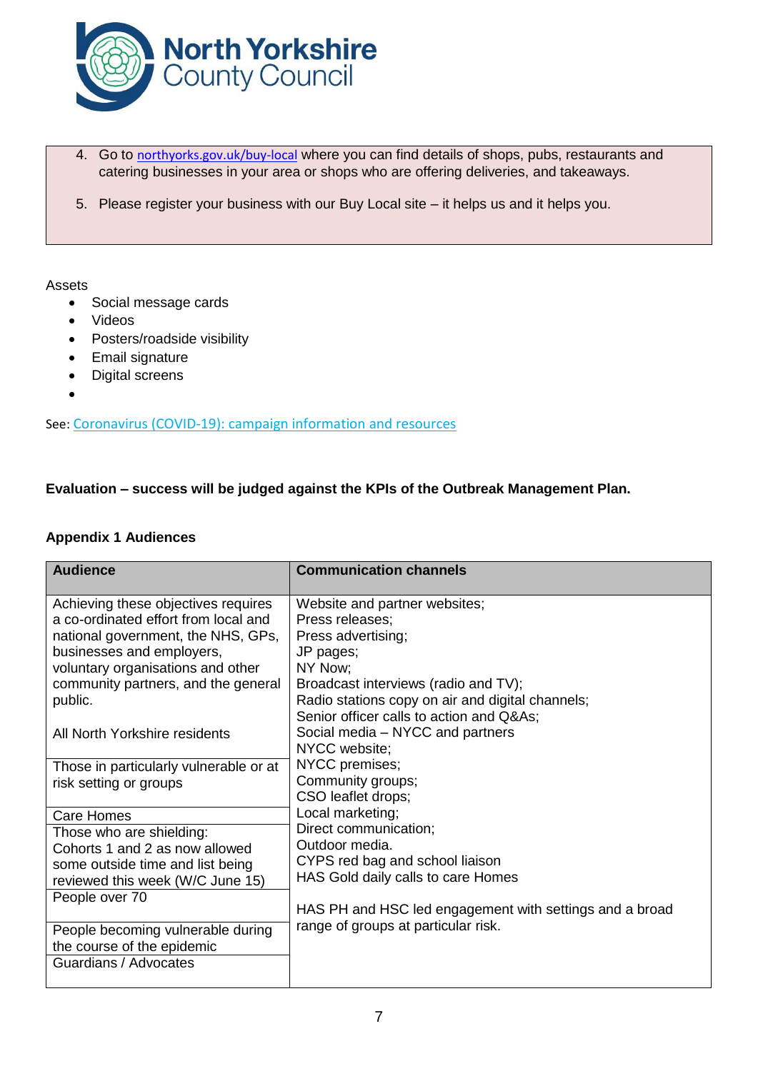**North Yorkshire County Council**

4. Go to northyorks.gov.uk/buy-local where you can find details of shops, pubs, restaurants and catering businesses in your area or shops who are offering deliveries, and takeaways.

5. Please register your business with our Buy Local site – it helps us and it helps you.

Assets

- Social message cards
- Videos
- Posters/roadside visibility
- Email signature
- Digital screens
-

See: [Coronavirus (COVID-19): campaign information and resources]()

**Evaluation – success will be judged against the KPIs of the Outbreak Management Plan.**

**Appendix 1 Audiences**

| Audience | Communication channels |
|---|---|
| Achieving these objectives requires a co-ordinated effort from local and national government, the NHS, GPs, businesses and employers, voluntary organisations and other community partners, and the general public.<br><br>All North Yorkshire residents | Website and partner websites;<br>Press releases;<br>Press advertising;<br>JP pages;<br>NY Now;<br>Broadcast interviews (radio and TV);<br>Radio stations copy on air and digital channels;<br>Senior officer calls to action and Q&As;<br>Social media – NYCC and partners<br>NYCC website;<br>NYCC premises;<br>Community groups;<br>CSO leaflet drops;<br>Local marketing;<br>Direct communication;<br>Outdoor media.<br>CYPS red bag and school liaison<br>HAS Gold daily calls to care Homes<br><br>HAS PH and HSC led engagement with settings and a broad range of groups at particular risk. |
| Those in particularly vulnerable or at risk setting or groups | |
| Care Homes | |
| Those who are shielding: Cohorts 1 and 2 as now allowed some outside time and list being reviewed this week (W/C June 15) | |
| People over 70 | |
| People becoming vulnerable during the course of the epidemic | |
| Guardians / Advocates | |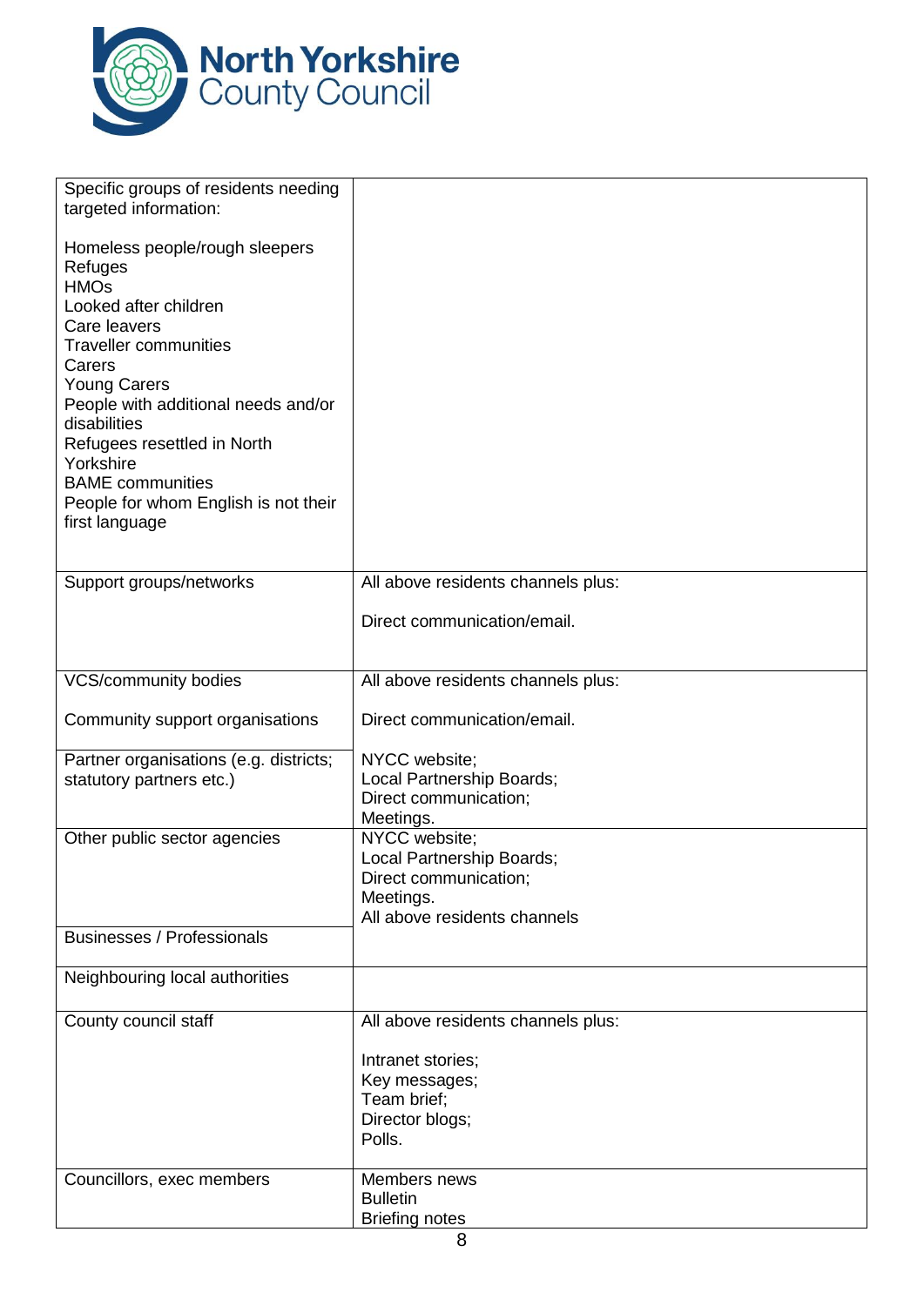| | |
|---|---|
| Specific groups of residents needing targeted information:<br><br>Homeless people/rough sleepers<br>Refuges<br>HMOs<br>Looked after children<br>Care leavers<br>Traveller communities<br>Carers<br>Young Carers<br>People with additional needs and/or disabilities<br>Refugees resettled in North Yorkshire<br>BAME communities<br>People for whom English is not their first language | |
| Support groups/networks | All above residents channels plus:<br><br>Direct communication/email. |
| VCS/community bodies<br><br>Community support organisations | All above residents channels plus:<br><br>Direct communication/email. |
| Partner organisations (e.g. districts; statutory partners etc.) | NYCC website;<br>Local Partnership Boards;<br>Direct communication;<br>Meetings. |
| Other public sector agencies<br><br>Businesses / Professionals | NYCC website;<br>Local Partnership Boards;<br>Direct communication;<br>Meetings.<br>All above residents channels |
| Neighbouring local authorities | |
| County council staff | All above residents channels plus:<br><br>Intranet stories;<br>Key messages;<br>Team brief;<br>Director blogs;<br>Polls. |
| Councillors, exec members | Members news<br>Bulletin<br>Briefing notes |